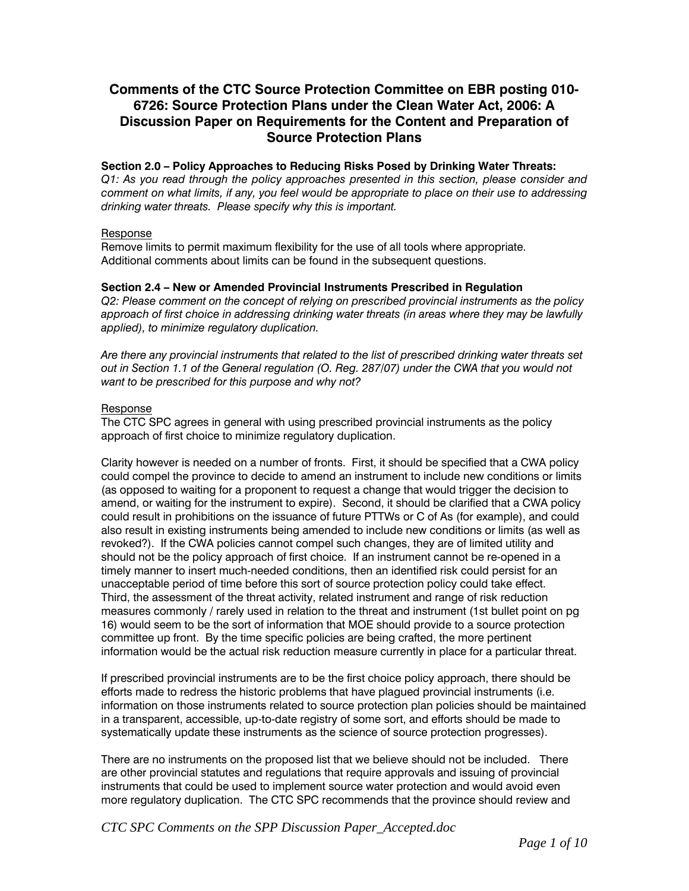# Comments of the CTC Source Protection Committee on EBR posting 010-6726: Source Protection Plans under the Clean Water Act, 2006: A Discussion Paper on Requirements for the Content and Preparation of Source Protection Plans

**Section 2.0 – Policy Approaches to Reducing Risks Posed by Drinking Water Threats:**

*Q1: As you read through the policy approaches presented in this section, please consider and comment on what limits, if any, you feel would be appropriate to place on their use to addressing drinking water threats. Please specify why this is important.*

Response

Remove limits to permit maximum flexibility for the use of all tools where appropriate. Additional comments about limits can be found in the subsequent questions.

**Section 2.4 – New or Amended Provincial Instruments Prescribed in Regulation**

*Q2: Please comment on the concept of relying on prescribed provincial instruments as the policy approach of first choice in addressing drinking water threats (in areas where they may be lawfully applied), to minimize regulatory duplication.*

*Are there any provincial instruments that related to the list of prescribed drinking water threats set out in Section 1.1 of the General regulation (O. Reg. 287/07) under the CWA that you would not want to be prescribed for this purpose and why not?*

Response

The CTC SPC agrees in general with using prescribed provincial instruments as the policy approach of first choice to minimize regulatory duplication.

Clarity however is needed on a number of fronts. First, it should be specified that a CWA policy could compel the province to decide to amend an instrument to include new conditions or limits (as opposed to waiting for a proponent to request a change that would trigger the decision to amend, or waiting for the instrument to expire). Second, it should be clarified that a CWA policy could result in prohibitions on the issuance of future PTTWs or C of As (for example), and could also result in existing instruments being amended to include new conditions or limits (as well as revoked?). If the CWA policies cannot compel such changes, they are of limited utility and should not be the policy approach of first choice. If an instrument cannot be re-opened in a timely manner to insert much-needed conditions, then an identified risk could persist for an unacceptable period of time before this sort of source protection policy could take effect. Third, the assessment of the threat activity, related instrument and range of risk reduction measures commonly / rarely used in relation to the threat and instrument (1st bullet point on pg 16) would seem to be the sort of information that MOE should provide to a source protection committee up front. By the time specific policies are being crafted, the more pertinent information would be the actual risk reduction measure currently in place for a particular threat.

If prescribed provincial instruments are to be the first choice policy approach, there should be efforts made to redress the historic problems that have plagued provincial instruments (i.e. information on those instruments related to source protection plan policies should be maintained in a transparent, accessible, up-to-date registry of some sort, and efforts should be made to systematically update these instruments as the science of source protection progresses).

There are no instruments on the proposed list that we believe should not be included. There are other provincial statutes and regulations that require approvals and issuing of provincial instruments that could be used to implement source water protection and would avoid even more regulatory duplication. The CTC SPC recommends that the province should review and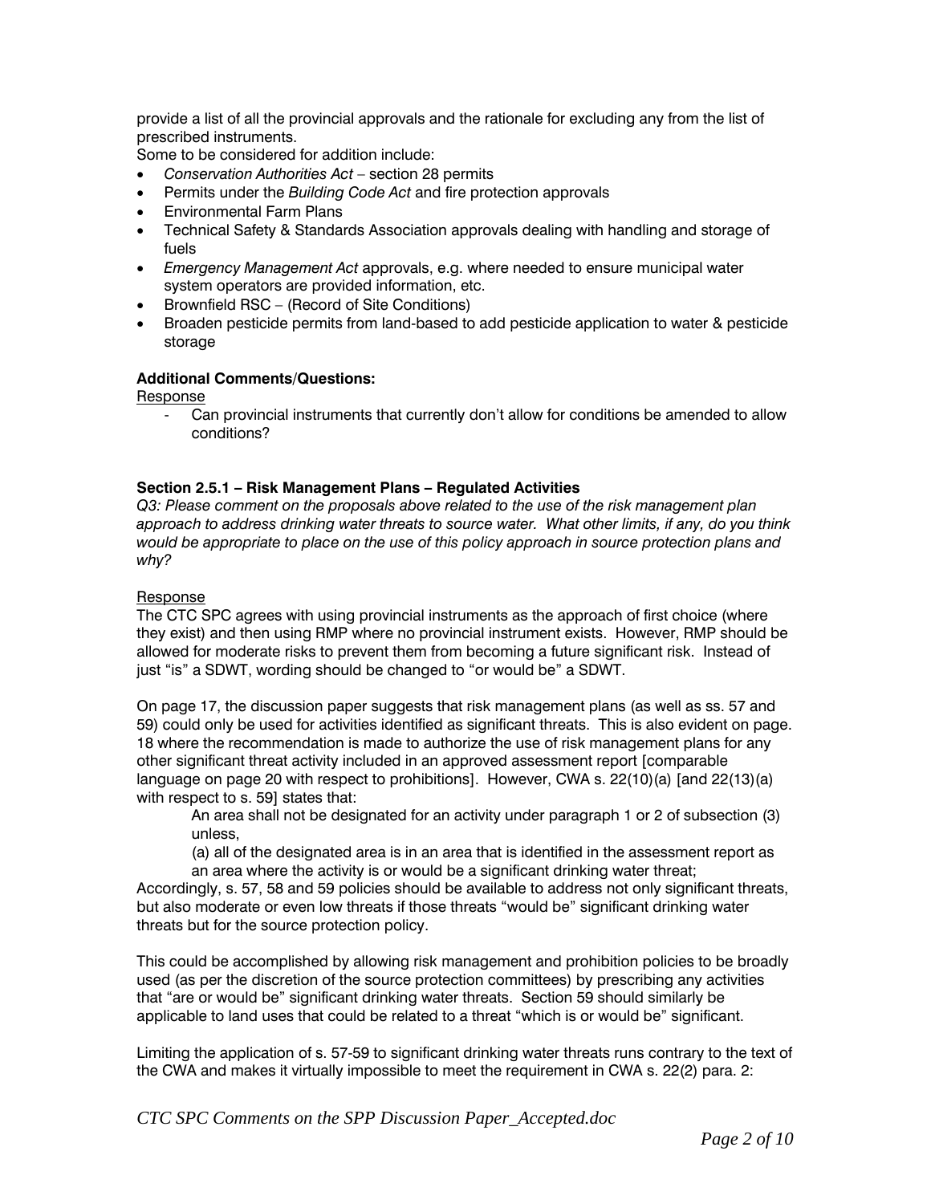provide a list of all the provincial approvals and the rationale for excluding any from the list of prescribed instruments.

Some to be considered for addition include:

- *Conservation Authorities Act* – section 28 permits
- Permits under the *Building Code Act* and fire protection approvals
- Environmental Farm Plans
- Technical Safety & Standards Association approvals dealing with handling and storage of fuels
- *Emergency Management Act* approvals, e.g. where needed to ensure municipal water system operators are provided information, etc.
- Brownfield RSC – (Record of Site Conditions)
- Broaden pesticide permits from land-based to add pesticide application to water & pesticide storage

**Additional Comments/Questions:**

<u>Response</u>

- Can provincial instruments that currently don't allow for conditions be amended to allow conditions?

**Section 2.5.1 – Risk Management Plans – Regulated Activities**

*Q3: Please comment on the proposals above related to the use of the risk management plan approach to address drinking water threats to source water. What other limits, if any, do you think would be appropriate to place on the use of this policy approach in source protection plans and why?*

<u>Response</u>

The CTC SPC agrees with using provincial instruments as the approach of first choice (where they exist) and then using RMP where no provincial instrument exists. However, RMP should be allowed for moderate risks to prevent them from becoming a future significant risk. Instead of just "is" a SDWT, wording should be changed to "or would be" a SDWT.

On page 17, the discussion paper suggests that risk management plans (as well as ss. 57 and 59) could only be used for activities identified as significant threats. This is also evident on page. 18 where the recommendation is made to authorize the use of risk management plans for any other significant threat activity included in an approved assessment report [comparable language on page 20 with respect to prohibitions]. However, CWA s. 22(10)(a) [and 22(13)(a) with respect to s. 59] states that:

> An area shall not be designated for an activity under paragraph 1 or 2 of subsection (3) unless,
>
> (a) all of the designated area is in an area that is identified in the assessment report as an area where the activity is or would be a significant drinking water threat;

Accordingly, s. 57, 58 and 59 policies should be available to address not only significant threats, but also moderate or even low threats if those threats "would be" significant drinking water threats but for the source protection policy.

This could be accomplished by allowing risk management and prohibition policies to be broadly used (as per the discretion of the source protection committees) by prescribing any activities that "are or would be" significant drinking water threats. Section 59 should similarly be applicable to land uses that could be related to a threat "which is or would be" significant.

Limiting the application of s. 57-59 to significant drinking water threats runs contrary to the text of the CWA and makes it virtually impossible to meet the requirement in CWA s. 22(2) para. 2: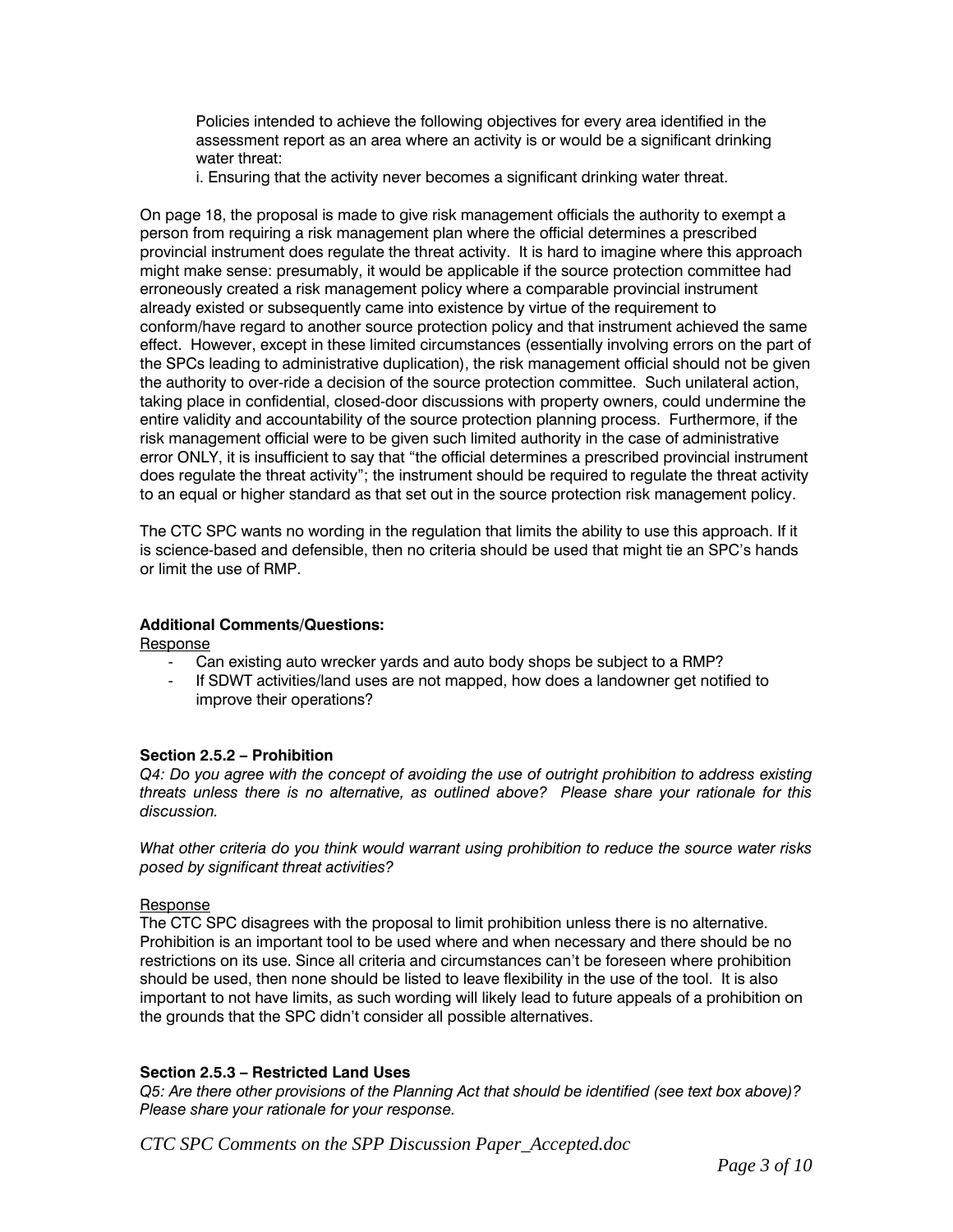Policies intended to achieve the following objectives for every area identified in the assessment report as an area where an activity is or would be a significant drinking water threat:

i. Ensuring that the activity never becomes a significant drinking water threat.

On page 18, the proposal is made to give risk management officials the authority to exempt a person from requiring a risk management plan where the official determines a prescribed provincial instrument does regulate the threat activity. It is hard to imagine where this approach might make sense: presumably, it would be applicable if the source protection committee had erroneously created a risk management policy where a comparable provincial instrument already existed or subsequently came into existence by virtue of the requirement to conform/have regard to another source protection policy and that instrument achieved the same effect. However, except in these limited circumstances (essentially involving errors on the part of the SPCs leading to administrative duplication), the risk management official should not be given the authority to over-ride a decision of the source protection committee. Such unilateral action, taking place in confidential, closed-door discussions with property owners, could undermine the entire validity and accountability of the source protection planning process. Furthermore, if the risk management official were to be given such limited authority in the case of administrative error ONLY, it is insufficient to say that "the official determines a prescribed provincial instrument does regulate the threat activity"; the instrument should be required to regulate the threat activity to an equal or higher standard as that set out in the source protection risk management policy.

The CTC SPC wants no wording in the regulation that limits the ability to use this approach. If it is science-based and defensible, then no criteria should be used that might tie an SPC's hands or limit the use of RMP.

**Additional Comments/Questions:**

Response

- Can existing auto wrecker yards and auto body shops be subject to a RMP?
- If SDWT activities/land uses are not mapped, how does a landowner get notified to improve their operations?

**Section 2.5.2 – Prohibition**

*Q4: Do you agree with the concept of avoiding the use of outright prohibition to address existing threats unless there is no alternative, as outlined above? Please share your rationale for this discussion.*

*What other criteria do you think would warrant using prohibition to reduce the source water risks posed by significant threat activities?*

Response

The CTC SPC disagrees with the proposal to limit prohibition unless there is no alternative. Prohibition is an important tool to be used where and when necessary and there should be no restrictions on its use. Since all criteria and circumstances can't be foreseen where prohibition should be used, then none should be listed to leave flexibility in the use of the tool. It is also important to not have limits, as such wording will likely lead to future appeals of a prohibition on the grounds that the SPC didn't consider all possible alternatives.

**Section 2.5.3 – Restricted Land Uses**

*Q5: Are there other provisions of the Planning Act that should be identified (see text box above)? Please share your rationale for your response.*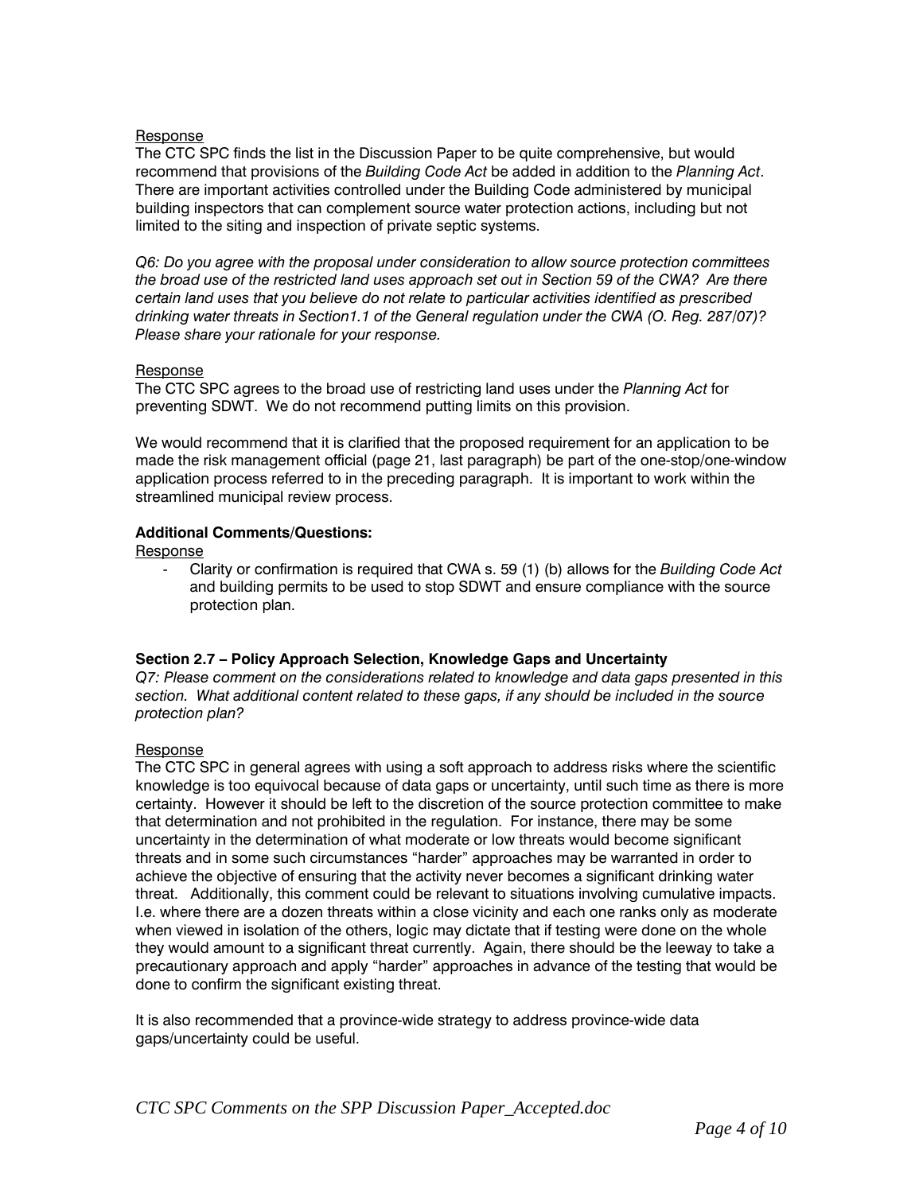Response

The CTC SPC finds the list in the Discussion Paper to be quite comprehensive, but would recommend that provisions of the *Building Code Act* be added in addition to the *Planning Act*. There are important activities controlled under the Building Code administered by municipal building inspectors that can complement source water protection actions, including but not limited to the siting and inspection of private septic systems.

*Q6: Do you agree with the proposal under consideration to allow source protection committees the broad use of the restricted land uses approach set out in Section 59 of the CWA? Are there certain land uses that you believe do not relate to particular activities identified as prescribed drinking water threats in Section1.1 of the General regulation under the CWA (O. Reg. 287/07)? Please share your rationale for your response.*

Response

The CTC SPC agrees to the broad use of restricting land uses under the *Planning Act* for preventing SDWT. We do not recommend putting limits on this provision.

We would recommend that it is clarified that the proposed requirement for an application to be made the risk management official (page 21, last paragraph) be part of the one-stop/one-window application process referred to in the preceding paragraph. It is important to work within the streamlined municipal review process.

**Additional Comments/Questions:**

Response

- Clarity or confirmation is required that CWA s. 59 (1) (b) allows for the *Building Code Act* and building permits to be used to stop SDWT and ensure compliance with the source protection plan.

**Section 2.7 – Policy Approach Selection, Knowledge Gaps and Uncertainty**

*Q7: Please comment on the considerations related to knowledge and data gaps presented in this section. What additional content related to these gaps, if any should be included in the source protection plan?*

Response

The CTC SPC in general agrees with using a soft approach to address risks where the scientific knowledge is too equivocal because of data gaps or uncertainty, until such time as there is more certainty. However it should be left to the discretion of the source protection committee to make that determination and not prohibited in the regulation. For instance, there may be some uncertainty in the determination of what moderate or low threats would become significant threats and in some such circumstances "harder" approaches may be warranted in order to achieve the objective of ensuring that the activity never becomes a significant drinking water threat. Additionally, this comment could be relevant to situations involving cumulative impacts. I.e. where there are a dozen threats within a close vicinity and each one ranks only as moderate when viewed in isolation of the others, logic may dictate that if testing were done on the whole they would amount to a significant threat currently. Again, there should be the leeway to take a precautionary approach and apply "harder" approaches in advance of the testing that would be done to confirm the significant existing threat.

It is also recommended that a province-wide strategy to address province-wide data gaps/uncertainty could be useful.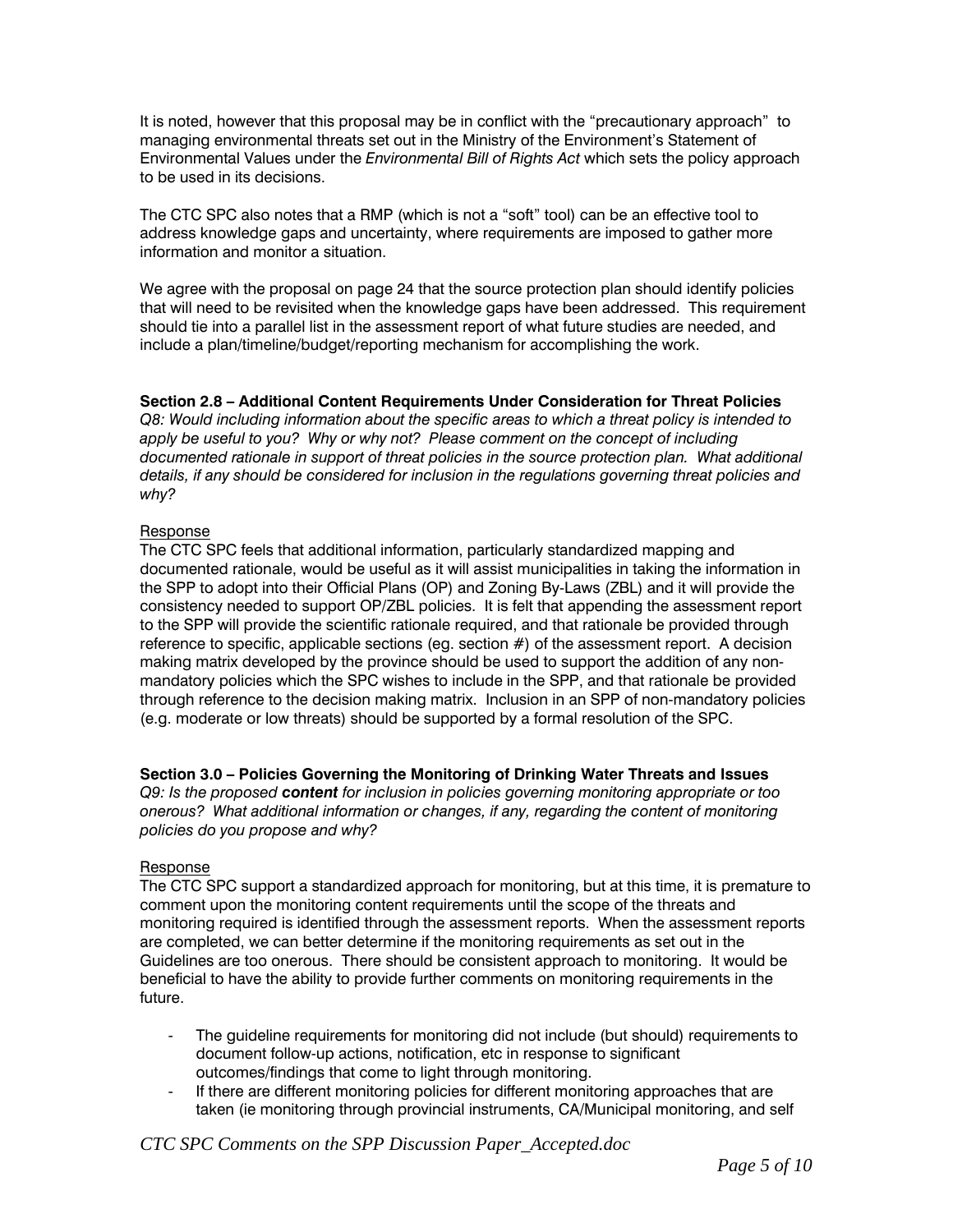It is noted, however that this proposal may be in conflict with the “precautionary approach” to managing environmental threats set out in the Ministry of the Environment’s Statement of Environmental Values under the *Environmental Bill of Rights Act* which sets the policy approach to be used in its decisions.

The CTC SPC also notes that a RMP (which is not a “soft” tool) can be an effective tool to address knowledge gaps and uncertainty, where requirements are imposed to gather more information and monitor a situation.

We agree with the proposal on page 24 that the source protection plan should identify policies that will need to be revisited when the knowledge gaps have been addressed. This requirement should tie into a parallel list in the assessment report of what future studies are needed, and include a plan/timeline/budget/reporting mechanism for accomplishing the work.

**Section 2.8 – Additional Content Requirements Under Consideration for Threat Policies**
*Q8: Would including information about the specific areas to which a threat policy is intended to apply be useful to you? Why or why not? Please comment on the concept of including documented rationale in support of threat policies in the source protection plan. What additional details, if any should be considered for inclusion in the regulations governing threat policies and why?*

Response
The CTC SPC feels that additional information, particularly standardized mapping and documented rationale, would be useful as it will assist municipalities in taking the information in the SPP to adopt into their Official Plans (OP) and Zoning By-Laws (ZBL) and it will provide the consistency needed to support OP/ZBL policies. It is felt that appending the assessment report to the SPP will provide the scientific rationale required, and that rationale be provided through reference to specific, applicable sections (eg. section #) of the assessment report. A decision making matrix developed by the province should be used to support the addition of any non-mandatory policies which the SPC wishes to include in the SPP, and that rationale be provided through reference to the decision making matrix. Inclusion in an SPP of non-mandatory policies (e.g. moderate or low threats) should be supported by a formal resolution of the SPC.

**Section 3.0 – Policies Governing the Monitoring of Drinking Water Threats and Issues**
*Q9: Is the proposed **content** for inclusion in policies governing monitoring appropriate or too onerous? What additional information or changes, if any, regarding the content of monitoring policies do you propose and why?*

Response
The CTC SPC support a standardized approach for monitoring, but at this time, it is premature to comment upon the monitoring content requirements until the scope of the threats and monitoring required is identified through the assessment reports. When the assessment reports are completed, we can better determine if the monitoring requirements as set out in the Guidelines are too onerous. There should be consistent approach to monitoring. It would be beneficial to have the ability to provide further comments on monitoring requirements in the future.

- The guideline requirements for monitoring did not include (but should) requirements to document follow-up actions, notification, etc in response to significant outcomes/findings that come to light through monitoring.
- If there are different monitoring policies for different monitoring approaches that are taken (ie monitoring through provincial instruments, CA/Municipal monitoring, and self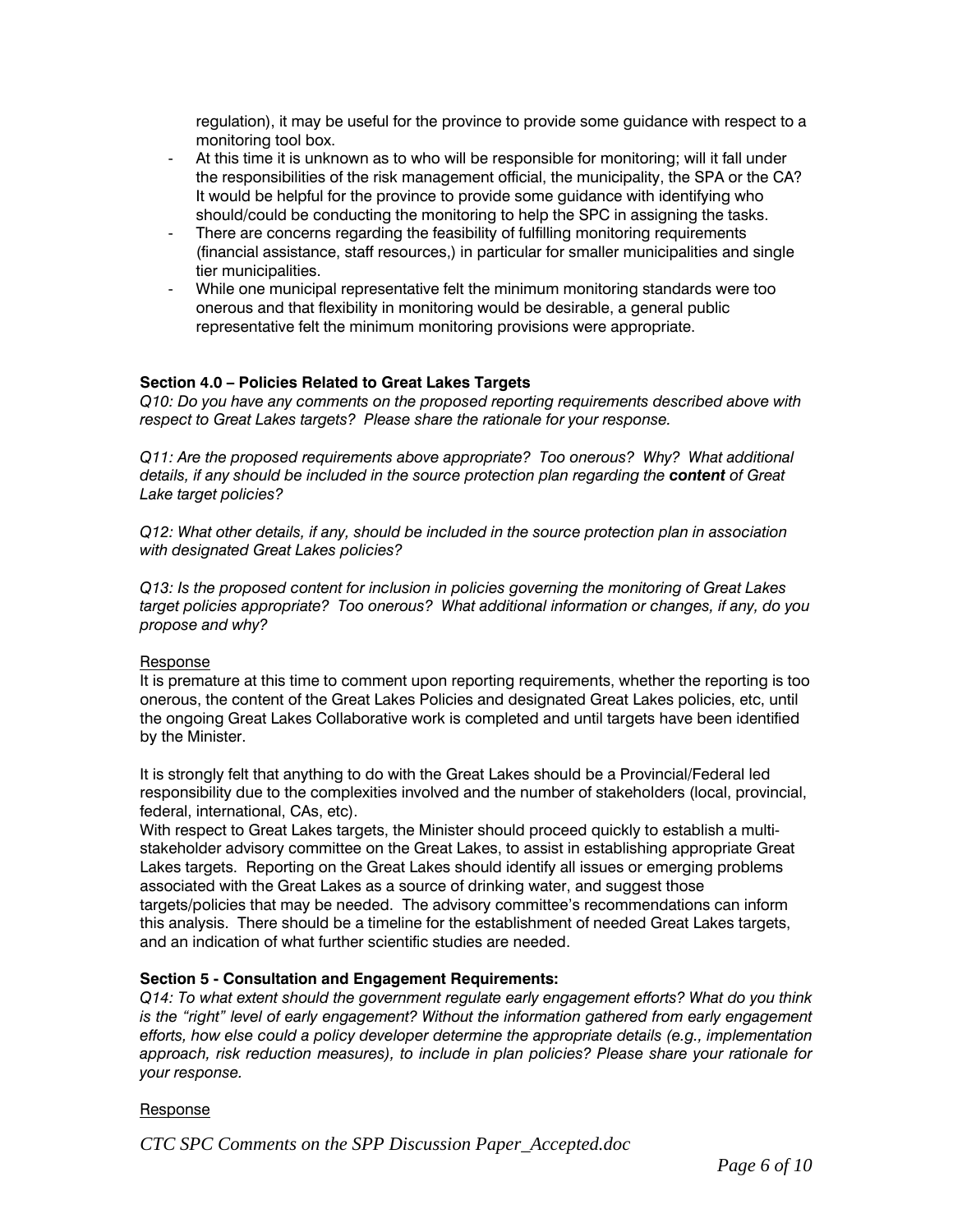regulation), it may be useful for the province to provide some guidance with respect to a monitoring tool box.

- At this time it is unknown as to who will be responsible for monitoring; will it fall under the responsibilities of the risk management official, the municipality, the SPA or the CA? It would be helpful for the province to provide some guidance with identifying who should/could be conducting the monitoring to help the SPC in assigning the tasks.
- There are concerns regarding the feasibility of fulfilling monitoring requirements (financial assistance, staff resources,) in particular for smaller municipalities and single tier municipalities.
- While one municipal representative felt the minimum monitoring standards were too onerous and that flexibility in monitoring would be desirable, a general public representative felt the minimum monitoring provisions were appropriate.

**Section 4.0 – Policies Related to Great Lakes Targets**

*Q10: Do you have any comments on the proposed reporting requirements described above with respect to Great Lakes targets? Please share the rationale for your response.*

*Q11: Are the proposed requirements above appropriate? Too onerous? Why? What additional details, if any should be included in the source protection plan regarding the **content** of Great Lake target policies?*

*Q12: What other details, if any, should be included in the source protection plan in association with designated Great Lakes policies?*

*Q13: Is the proposed content for inclusion in policies governing the monitoring of Great Lakes target policies appropriate? Too onerous? What additional information or changes, if any, do you propose and why?*

Response

It is premature at this time to comment upon reporting requirements, whether the reporting is too onerous, the content of the Great Lakes Policies and designated Great Lakes policies, etc, until the ongoing Great Lakes Collaborative work is completed and until targets have been identified by the Minister.

It is strongly felt that anything to do with the Great Lakes should be a Provincial/Federal led responsibility due to the complexities involved and the number of stakeholders (local, provincial, federal, international, CAs, etc).

With respect to Great Lakes targets, the Minister should proceed quickly to establish a multi-stakeholder advisory committee on the Great Lakes, to assist in establishing appropriate Great Lakes targets. Reporting on the Great Lakes should identify all issues or emerging problems associated with the Great Lakes as a source of drinking water, and suggest those targets/policies that may be needed. The advisory committee's recommendations can inform this analysis. There should be a timeline for the establishment of needed Great Lakes targets, and an indication of what further scientific studies are needed.

**Section 5 - Consultation and Engagement Requirements:**

*Q14: To what extent should the government regulate early engagement efforts? What do you think is the "right" level of early engagement? Without the information gathered from early engagement efforts, how else could a policy developer determine the appropriate details (e.g., implementation approach, risk reduction measures), to include in plan policies? Please share your rationale for your response.*

Response

*CTC SPC Comments on the SPP Discussion Paper_Accepted.doc*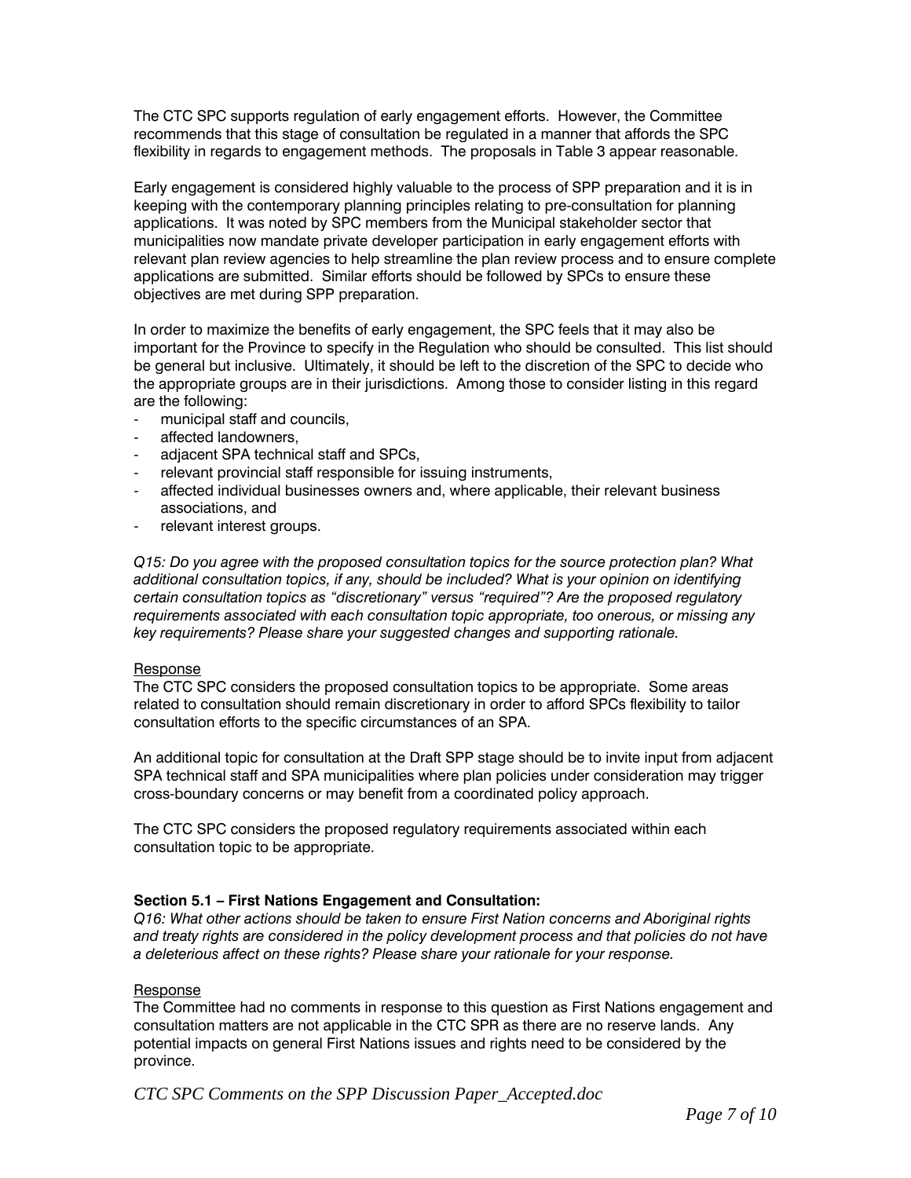The CTC SPC supports regulation of early engagement efforts. However, the Committee recommends that this stage of consultation be regulated in a manner that affords the SPC flexibility in regards to engagement methods. The proposals in Table 3 appear reasonable.

Early engagement is considered highly valuable to the process of SPP preparation and it is in keeping with the contemporary planning principles relating to pre-consultation for planning applications. It was noted by SPC members from the Municipal stakeholder sector that municipalities now mandate private developer participation in early engagement efforts with relevant plan review agencies to help streamline the plan review process and to ensure complete applications are submitted. Similar efforts should be followed by SPCs to ensure these objectives are met during SPP preparation.

In order to maximize the benefits of early engagement, the SPC feels that it may also be important for the Province to specify in the Regulation who should be consulted. This list should be general but inclusive. Ultimately, it should be left to the discretion of the SPC to decide who the appropriate groups are in their jurisdictions. Among those to consider listing in this regard are the following:

- municipal staff and councils,
- affected landowners,
- adjacent SPA technical staff and SPCs,
- relevant provincial staff responsible for issuing instruments,
- affected individual businesses owners and, where applicable, their relevant business associations, and
- relevant interest groups.

*Q15: Do you agree with the proposed consultation topics for the source protection plan? What additional consultation topics, if any, should be included? What is your opinion on identifying certain consultation topics as "discretionary" versus "required"? Are the proposed regulatory requirements associated with each consultation topic appropriate, too onerous, or missing any key requirements? Please share your suggested changes and supporting rationale.*

<u>Response</u>

The CTC SPC considers the proposed consultation topics to be appropriate. Some areas related to consultation should remain discretionary in order to afford SPCs flexibility to tailor consultation efforts to the specific circumstances of an SPA.

An additional topic for consultation at the Draft SPP stage should be to invite input from adjacent SPA technical staff and SPA municipalities where plan policies under consideration may trigger cross-boundary concerns or may benefit from a coordinated policy approach.

The CTC SPC considers the proposed regulatory requirements associated within each consultation topic to be appropriate.

**Section 5.1 – First Nations Engagement and Consultation:**

*Q16: What other actions should be taken to ensure First Nation concerns and Aboriginal rights and treaty rights are considered in the policy development process and that policies do not have a deleterious affect on these rights? Please share your rationale for your response.*

<u>Response</u>

The Committee had no comments in response to this question as First Nations engagement and consultation matters are not applicable in the CTC SPR as there are no reserve lands. Any potential impacts on general First Nations issues and rights need to be considered by the province.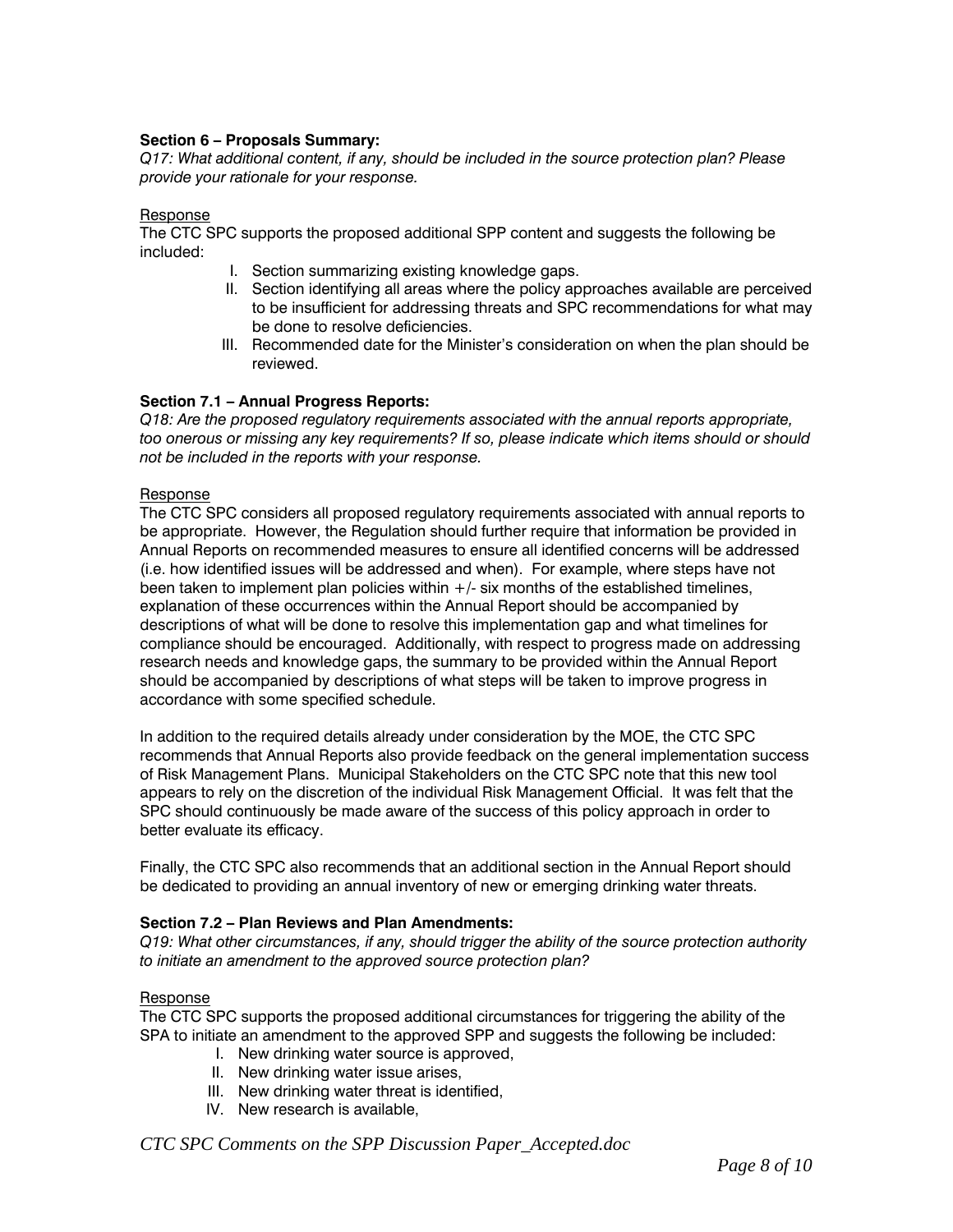**Section 6 – Proposals Summary:**

*Q17: What additional content, if any, should be included in the source protection plan? Please provide your rationale for your response.*

Response

The CTC SPC supports the proposed additional SPP content and suggests the following be included:

I. Section summarizing existing knowledge gaps.
II. Section identifying all areas where the policy approaches available are perceived to be insufficient for addressing threats and SPC recommendations for what may be done to resolve deficiencies.
III. Recommended date for the Minister's consideration on when the plan should be reviewed.

**Section 7.1 – Annual Progress Reports:**

*Q18: Are the proposed regulatory requirements associated with the annual reports appropriate, too onerous or missing any key requirements? If so, please indicate which items should or should not be included in the reports with your response.*

Response

The CTC SPC considers all proposed regulatory requirements associated with annual reports to be appropriate. However, the Regulation should further require that information be provided in Annual Reports on recommended measures to ensure all identified concerns will be addressed (i.e. how identified issues will be addressed and when). For example, where steps have not been taken to implement plan policies within +/- six months of the established timelines, explanation of these occurrences within the Annual Report should be accompanied by descriptions of what will be done to resolve this implementation gap and what timelines for compliance should be encouraged. Additionally, with respect to progress made on addressing research needs and knowledge gaps, the summary to be provided within the Annual Report should be accompanied by descriptions of what steps will be taken to improve progress in accordance with some specified schedule.

In addition to the required details already under consideration by the MOE, the CTC SPC recommends that Annual Reports also provide feedback on the general implementation success of Risk Management Plans. Municipal Stakeholders on the CTC SPC note that this new tool appears to rely on the discretion of the individual Risk Management Official. It was felt that the SPC should continuously be made aware of the success of this policy approach in order to better evaluate its efficacy.

Finally, the CTC SPC also recommends that an additional section in the Annual Report should be dedicated to providing an annual inventory of new or emerging drinking water threats.

**Section 7.2 – Plan Reviews and Plan Amendments:**

*Q19: What other circumstances, if any, should trigger the ability of the source protection authority to initiate an amendment to the approved source protection plan?*

Response

The CTC SPC supports the proposed additional circumstances for triggering the ability of the SPA to initiate an amendment to the approved SPP and suggests the following be included:

I. New drinking water source is approved,
II. New drinking water issue arises,
III. New drinking water threat is identified,
IV. New research is available,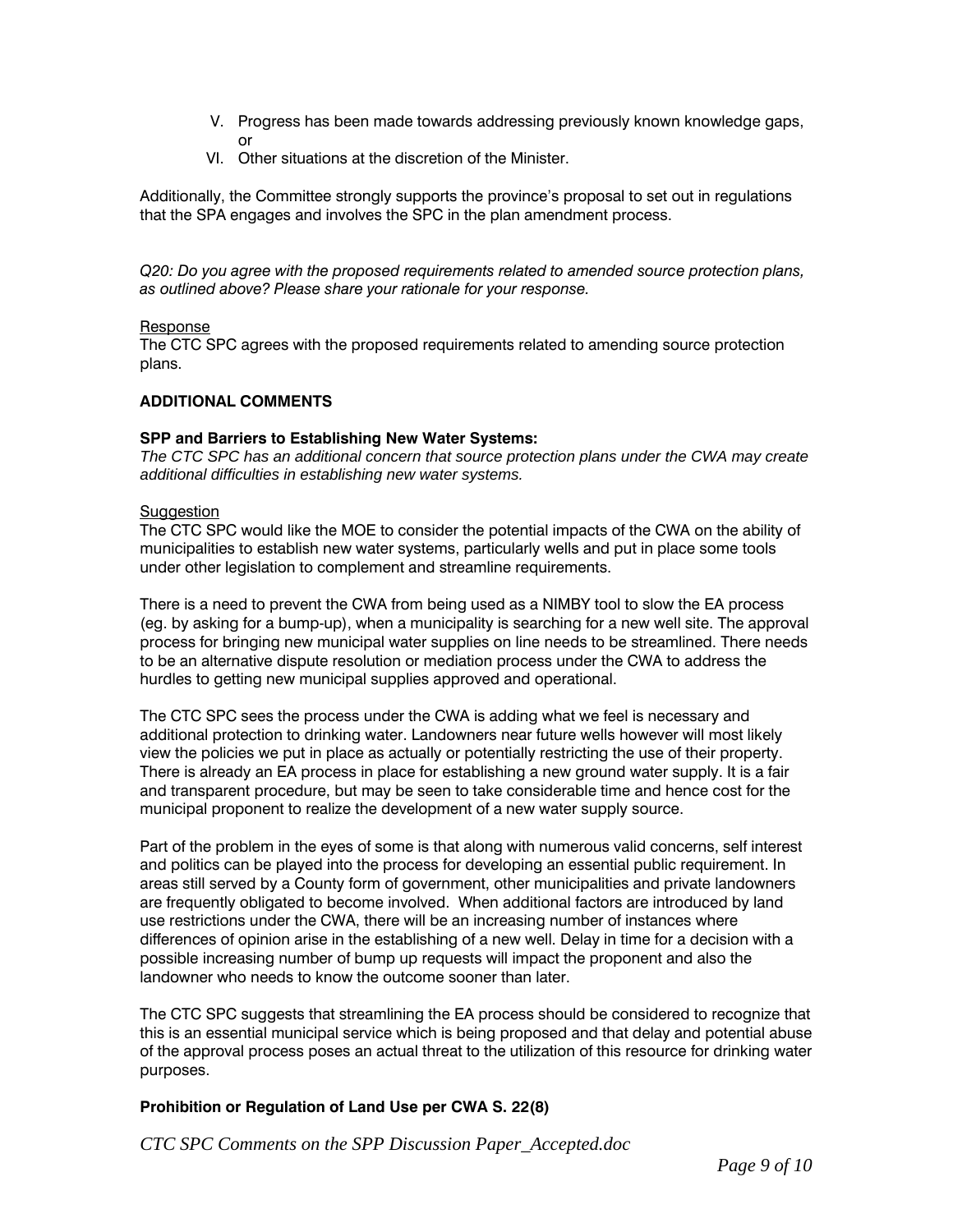V. Progress has been made towards addressing previously known knowledge gaps, or
VI. Other situations at the discretion of the Minister.

Additionally, the Committee strongly supports the province's proposal to set out in regulations that the SPA engages and involves the SPC in the plan amendment process.

*Q20: Do you agree with the proposed requirements related to amended source protection plans, as outlined above? Please share your rationale for your response.*

Response
The CTC SPC agrees with the proposed requirements related to amending source protection plans.

**ADDITIONAL COMMENTS**

**SPP and Barriers to Establishing New Water Systems:**
*The CTC SPC has an additional concern that source protection plans under the CWA may create additional difficulties in establishing new water systems.*

Suggestion
The CTC SPC would like the MOE to consider the potential impacts of the CWA on the ability of municipalities to establish new water systems, particularly wells and put in place some tools under other legislation to complement and streamline requirements.

There is a need to prevent the CWA from being used as a NIMBY tool to slow the EA process (eg. by asking for a bump-up), when a municipality is searching for a new well site. The approval process for bringing new municipal water supplies on line needs to be streamlined. There needs to be an alternative dispute resolution or mediation process under the CWA to address the hurdles to getting new municipal supplies approved and operational.

The CTC SPC sees the process under the CWA is adding what we feel is necessary and additional protection to drinking water. Landowners near future wells however will most likely view the policies we put in place as actually or potentially restricting the use of their property. There is already an EA process in place for establishing a new ground water supply. It is a fair and transparent procedure, but may be seen to take considerable time and hence cost for the municipal proponent to realize the development of a new water supply source.

Part of the problem in the eyes of some is that along with numerous valid concerns, self interest and politics can be played into the process for developing an essential public requirement. In areas still served by a County form of government, other municipalities and private landowners are frequently obligated to become involved. When additional factors are introduced by land use restrictions under the CWA, there will be an increasing number of instances where differences of opinion arise in the establishing of a new well. Delay in time for a decision with a possible increasing number of bump up requests will impact the proponent and also the landowner who needs to know the outcome sooner than later.

The CTC SPC suggests that streamlining the EA process should be considered to recognize that this is an essential municipal service which is being proposed and that delay and potential abuse of the approval process poses an actual threat to the utilization of this resource for drinking water purposes.

**Prohibition or Regulation of Land Use per CWA S. 22(8)**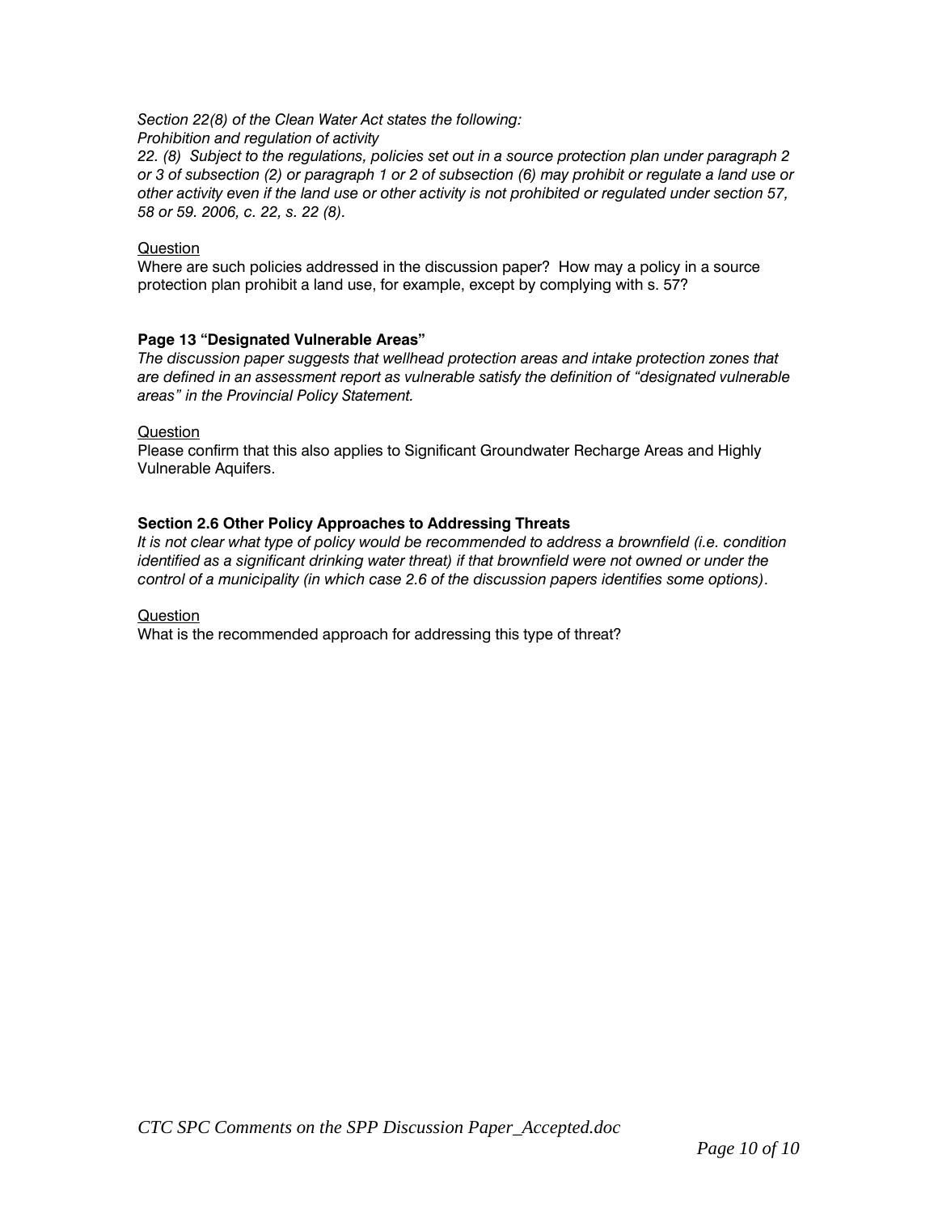*Section 22(8) of the Clean Water Act states the following:*
*Prohibition and regulation of activity*
*22. (8) Subject to the regulations, policies set out in a source protection plan under paragraph 2 or 3 of subsection (2) or paragraph 1 or 2 of subsection (6) may prohibit or regulate a land use or other activity even if the land use or other activity is not prohibited or regulated under section 57, 58 or 59. 2006, c. 22, s. 22 (8).*

Question
Where are such policies addressed in the discussion paper? How may a policy in a source protection plan prohibit a land use, for example, except by complying with s. 57?

**Page 13 "Designated Vulnerable Areas"**
*The discussion paper suggests that wellhead protection areas and intake protection zones that are defined in an assessment report as vulnerable satisfy the definition of "designated vulnerable areas" in the Provincial Policy Statement.*

Question
Please confirm that this also applies to Significant Groundwater Recharge Areas and Highly Vulnerable Aquifers.

**Section 2.6 Other Policy Approaches to Addressing Threats**
*It is not clear what type of policy would be recommended to address a brownfield (i.e. condition identified as a significant drinking water threat) if that brownfield were not owned or under the control of a municipality (in which case 2.6 of the discussion papers identifies some options).*

Question
What is the recommended approach for addressing this type of threat?